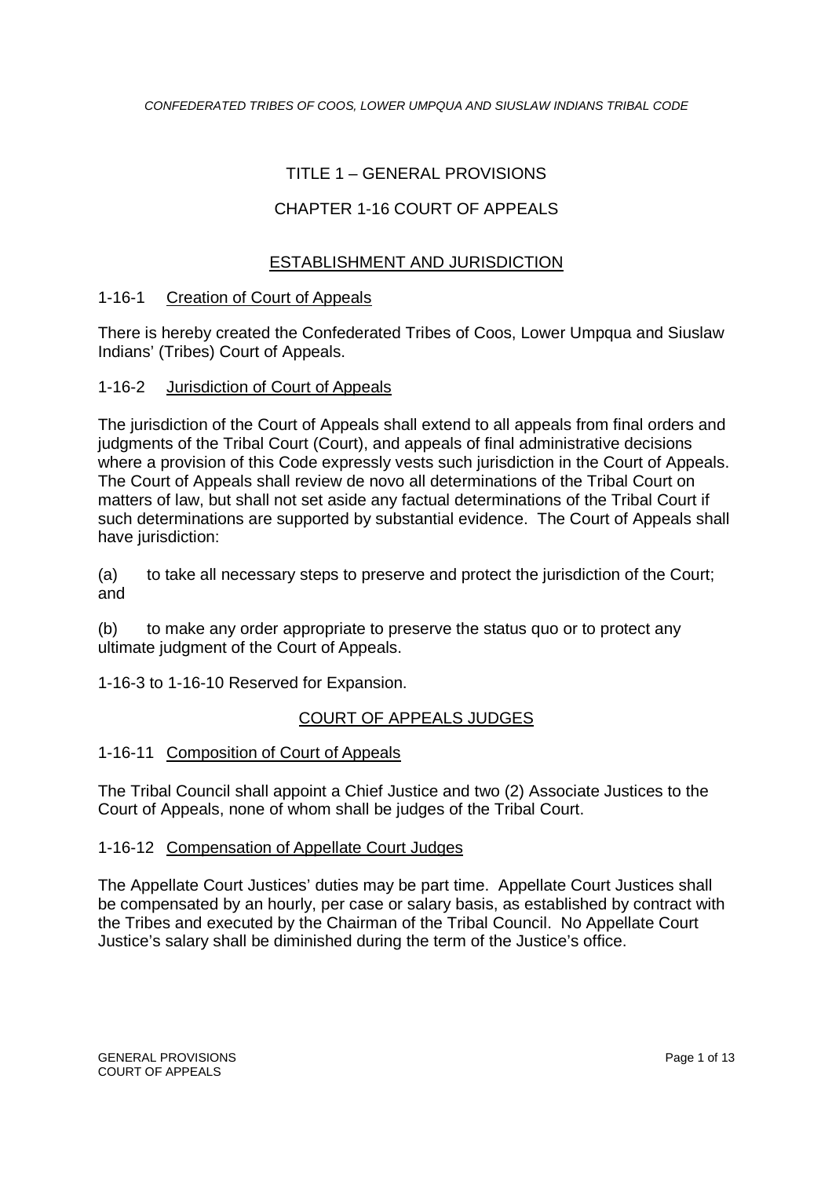# TITLE 1 – GENERAL PROVISIONS

## CHAPTER 1-16 COURT OF APPEALS

### ESTABLISHMENT AND JURISDICTION

**1-16-1 Creation of Court of Appeals**

There is hereby created the Confederated Tribes of Coos, Lower Umpqua and Siuslaw Indians' (Tribes) Court of Appeals.

**1-16-2 Jurisdiction of Court of Appeals**

The jurisdiction of the Court of Appeals shall extend to all appeals from final orders and judgments of the Tribal Court (Court), and appeals of final administrative decisions where a provision of this Code expressly vests such jurisdiction in the Court of Appeals. The Court of Appeals shall review de novo all determinations of the Tribal Court on matters of law, but shall not set aside any factual determinations of the Tribal Court if such determinations are supported by substantial evidence. The Court of Appeals shall have jurisdiction:

(a) to take all necessary steps to preserve and protect the jurisdiction of the Court; and

(b) to make any order appropriate to preserve the status quo or to protect any ultimate judgment of the Court of Appeals.

1-16-3 to 1-16-10 Reserved for Expansion.

### COURT OF APPEALS JUDGES

**1-16-11 Composition of Court of Appeals**

The Tribal Council shall appoint a Chief Justice and two (2) Associate Justices to the Court of Appeals, none of whom shall be judges of the Tribal Court.

**1-16-12 Compensation of Appellate Court Judges**

The Appellate Court Justices' duties may be part time. Appellate Court Justices shall be compensated by an hourly, per case or salary basis, as established by contract with the Tribes and executed by the Chairman of the Tribal Council. No Appellate Court Justice's salary shall be diminished during the term of the Justice's office.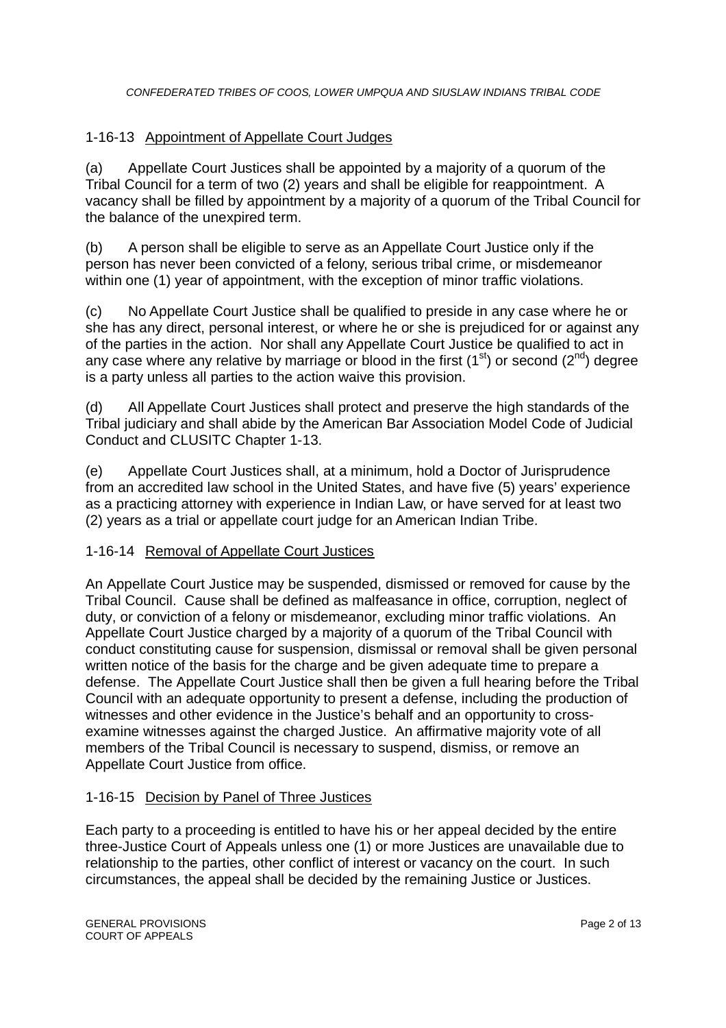## 1-16-13 Appointment of Appellate Court Judges

(a) Appellate Court Justices shall be appointed by a majority of a quorum of the Tribal Council for a term of two (2) years and shall be eligible for reappointment. A vacancy shall be filled by appointment by a majority of a quorum of the Tribal Council for the balance of the unexpired term.

(b) A person shall be eligible to serve as an Appellate Court Justice only if the person has never been convicted of a felony, serious tribal crime, or misdemeanor within one (1) year of appointment, with the exception of minor traffic violations.

(c) No Appellate Court Justice shall be qualified to preside in any case where he or she has any direct, personal interest, or where he or she is prejudiced for or against any of the parties in the action. Nor shall any Appellate Court Justice be qualified to act in any case where any relative by marriage or blood in the first (1st) or second (2nd) degree is a party unless all parties to the action waive this provision.

(d) All Appellate Court Justices shall protect and preserve the high standards of the Tribal judiciary and shall abide by the American Bar Association Model Code of Judicial Conduct and CLUSITC Chapter 1-13.

(e) Appellate Court Justices shall, at a minimum, hold a Doctor of Jurisprudence from an accredited law school in the United States, and have five (5) years' experience as a practicing attorney with experience in Indian Law, or have served for at least two (2) years as a trial or appellate court judge for an American Indian Tribe.

## 1-16-14 Removal of Appellate Court Justices

An Appellate Court Justice may be suspended, dismissed or removed for cause by the Tribal Council. Cause shall be defined as malfeasance in office, corruption, neglect of duty, or conviction of a felony or misdemeanor, excluding minor traffic violations. An Appellate Court Justice charged by a majority of a quorum of the Tribal Council with conduct constituting cause for suspension, dismissal or removal shall be given personal written notice of the basis for the charge and be given adequate time to prepare a defense. The Appellate Court Justice shall then be given a full hearing before the Tribal Council with an adequate opportunity to present a defense, including the production of witnesses and other evidence in the Justice's behalf and an opportunity to cross-examine witnesses against the charged Justice. An affirmative majority vote of all members of the Tribal Council is necessary to suspend, dismiss, or remove an Appellate Court Justice from office.

## 1-16-15 Decision by Panel of Three Justices

Each party to a proceeding is entitled to have his or her appeal decided by the entire three-Justice Court of Appeals unless one (1) or more Justices are unavailable due to relationship to the parties, other conflict of interest or vacancy on the court. In such circumstances, the appeal shall be decided by the remaining Justice or Justices.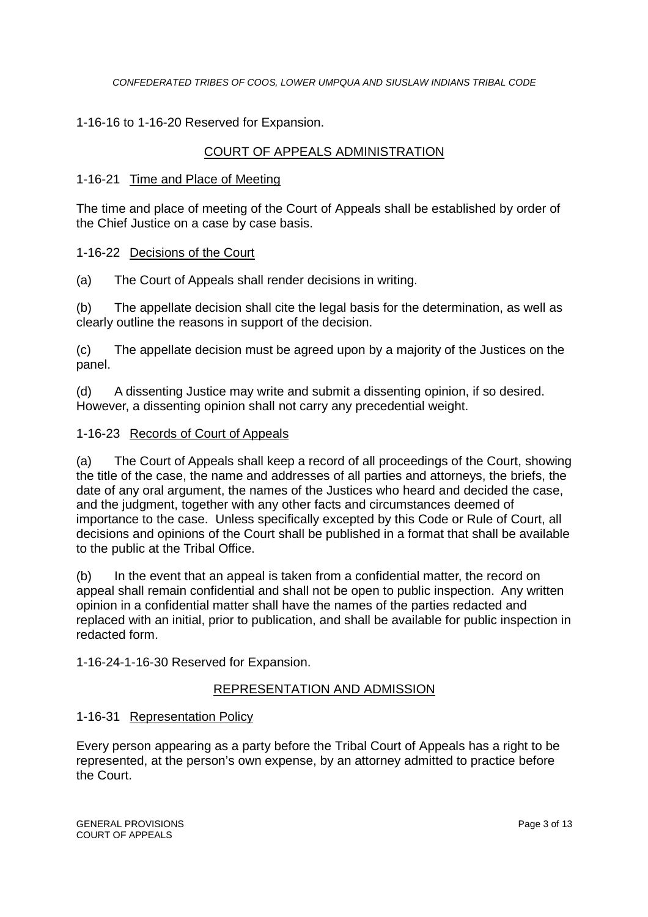1-16-16 to 1-16-20 Reserved for Expansion.

## COURT OF APPEALS ADMINISTRATION

### 1-16-21 Time and Place of Meeting

The time and place of meeting of the Court of Appeals shall be established by order of the Chief Justice on a case by case basis.

### 1-16-22 Decisions of the Court

(a) The Court of Appeals shall render decisions in writing.

(b) The appellate decision shall cite the legal basis for the determination, as well as clearly outline the reasons in support of the decision.

(c) The appellate decision must be agreed upon by a majority of the Justices on the panel.

(d) A dissenting Justice may write and submit a dissenting opinion, if so desired. However, a dissenting opinion shall not carry any precedential weight.

### 1-16-23 Records of Court of Appeals

(a) The Court of Appeals shall keep a record of all proceedings of the Court, showing the title of the case, the name and addresses of all parties and attorneys, the briefs, the date of any oral argument, the names of the Justices who heard and decided the case, and the judgment, together with any other facts and circumstances deemed of importance to the case. Unless specifically excepted by this Code or Rule of Court, all decisions and opinions of the Court shall be published in a format that shall be available to the public at the Tribal Office.

(b) In the event that an appeal is taken from a confidential matter, the record on appeal shall remain confidential and shall not be open to public inspection. Any written opinion in a confidential matter shall have the names of the parties redacted and replaced with an initial, prior to publication, and shall be available for public inspection in redacted form.

1-16-24-1-16-30 Reserved for Expansion.

## REPRESENTATION AND ADMISSION

### 1-16-31 Representation Policy

Every person appearing as a party before the Tribal Court of Appeals has a right to be represented, at the person's own expense, by an attorney admitted to practice before the Court.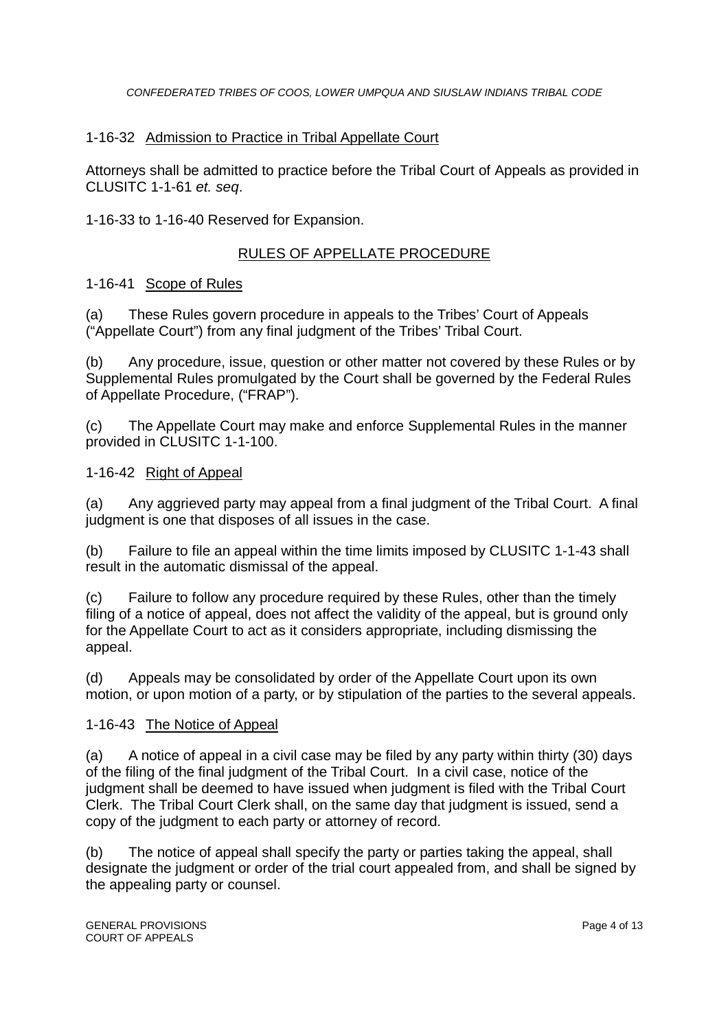### 1-16-32 Admission to Practice in Tribal Appellate Court

Attorneys shall be admitted to practice before the Tribal Court of Appeals as provided in CLUSITC 1-1-61 *et. seq*.

1-16-33 to 1-16-40 Reserved for Expansion.

## RULES OF APPELLATE PROCEDURE

### 1-16-41 Scope of Rules

(a) These Rules govern procedure in appeals to the Tribes' Court of Appeals ("Appellate Court") from any final judgment of the Tribes' Tribal Court.

(b) Any procedure, issue, question or other matter not covered by these Rules or by Supplemental Rules promulgated by the Court shall be governed by the Federal Rules of Appellate Procedure, ("FRAP").

(c) The Appellate Court may make and enforce Supplemental Rules in the manner provided in CLUSITC 1-1-100.

### 1-16-42 Right of Appeal

(a) Any aggrieved party may appeal from a final judgment of the Tribal Court. A final judgment is one that disposes of all issues in the case.

(b) Failure to file an appeal within the time limits imposed by CLUSITC 1-1-43 shall result in the automatic dismissal of the appeal.

(c) Failure to follow any procedure required by these Rules, other than the timely filing of a notice of appeal, does not affect the validity of the appeal, but is ground only for the Appellate Court to act as it considers appropriate, including dismissing the appeal.

(d) Appeals may be consolidated by order of the Appellate Court upon its own motion, or upon motion of a party, or by stipulation of the parties to the several appeals.

### 1-16-43 The Notice of Appeal

(a) A notice of appeal in a civil case may be filed by any party within thirty (30) days of the filing of the final judgment of the Tribal Court. In a civil case, notice of the judgment shall be deemed to have issued when judgment is filed with the Tribal Court Clerk. The Tribal Court Clerk shall, on the same day that judgment is issued, send a copy of the judgment to each party or attorney of record.

(b) The notice of appeal shall specify the party or parties taking the appeal, shall designate the judgment or order of the trial court appealed from, and shall be signed by the appealing party or counsel.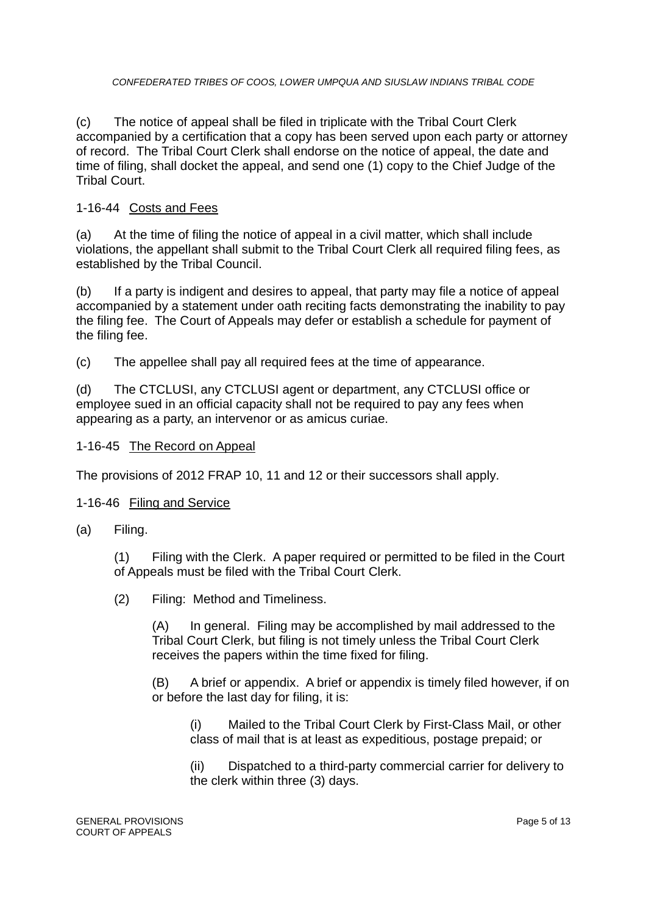(c) The notice of appeal shall be filed in triplicate with the Tribal Court Clerk accompanied by a certification that a copy has been served upon each party or attorney of record. The Tribal Court Clerk shall endorse on the notice of appeal, the date and time of filing, shall docket the appeal, and send one (1) copy to the Chief Judge of the Tribal Court.

### 1-16-44 Costs and Fees

(a) At the time of filing the notice of appeal in a civil matter, which shall include violations, the appellant shall submit to the Tribal Court Clerk all required filing fees, as established by the Tribal Council.

(b) If a party is indigent and desires to appeal, that party may file a notice of appeal accompanied by a statement under oath reciting facts demonstrating the inability to pay the filing fee. The Court of Appeals may defer or establish a schedule for payment of the filing fee.

(c) The appellee shall pay all required fees at the time of appearance.

(d) The CTCLUSI, any CTCLUSI agent or department, any CTCLUSI office or employee sued in an official capacity shall not be required to pay any fees when appearing as a party, an intervenor or as amicus curiae.

### 1-16-45 The Record on Appeal

The provisions of 2012 FRAP 10, 11 and 12 or their successors shall apply.

### 1-16-46 Filing and Service

(a) Filing.

(1) Filing with the Clerk. A paper required or permitted to be filed in the Court of Appeals must be filed with the Tribal Court Clerk.

(2) Filing: Method and Timeliness.

(A) In general. Filing may be accomplished by mail addressed to the Tribal Court Clerk, but filing is not timely unless the Tribal Court Clerk receives the papers within the time fixed for filing.

(B) A brief or appendix. A brief or appendix is timely filed however, if on or before the last day for filing, it is:

(i) Mailed to the Tribal Court Clerk by First-Class Mail, or other class of mail that is at least as expeditious, postage prepaid; or

(ii) Dispatched to a third-party commercial carrier for delivery to the clerk within three (3) days.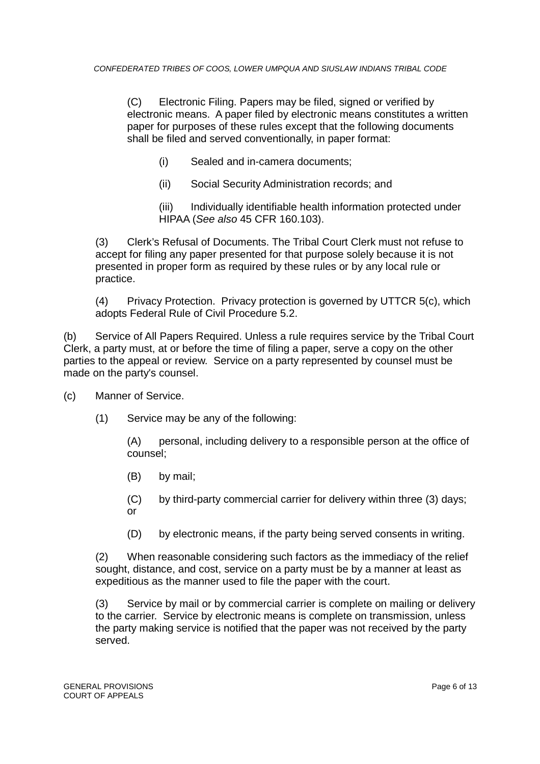(C) Electronic Filing. Papers may be filed, signed or verified by electronic means. A paper filed by electronic means constitutes a written paper for purposes of these rules except that the following documents shall be filed and served conventionally, in paper format:

(i) Sealed and in-camera documents;

(ii) Social Security Administration records; and

(iii) Individually identifiable health information protected under HIPAA (*See also* 45 CFR 160.103).

(3) Clerk's Refusal of Documents. The Tribal Court Clerk must not refuse to accept for filing any paper presented for that purpose solely because it is not presented in proper form as required by these rules or by any local rule or practice.

(4) Privacy Protection. Privacy protection is governed by UTTCR 5(c), which adopts Federal Rule of Civil Procedure 5.2.

(b) Service of All Papers Required. Unless a rule requires service by the Tribal Court Clerk, a party must, at or before the time of filing a paper, serve a copy on the other parties to the appeal or review. Service on a party represented by counsel must be made on the party's counsel.

(c) Manner of Service.

(1) Service may be any of the following:

(A) personal, including delivery to a responsible person at the office of counsel;

(B) by mail;

(C) by third-party commercial carrier for delivery within three (3) days; or

(D) by electronic means, if the party being served consents in writing.

(2) When reasonable considering such factors as the immediacy of the relief sought, distance, and cost, service on a party must be by a manner at least as expeditious as the manner used to file the paper with the court.

(3) Service by mail or by commercial carrier is complete on mailing or delivery to the carrier. Service by electronic means is complete on transmission, unless the party making service is notified that the paper was not received by the party served.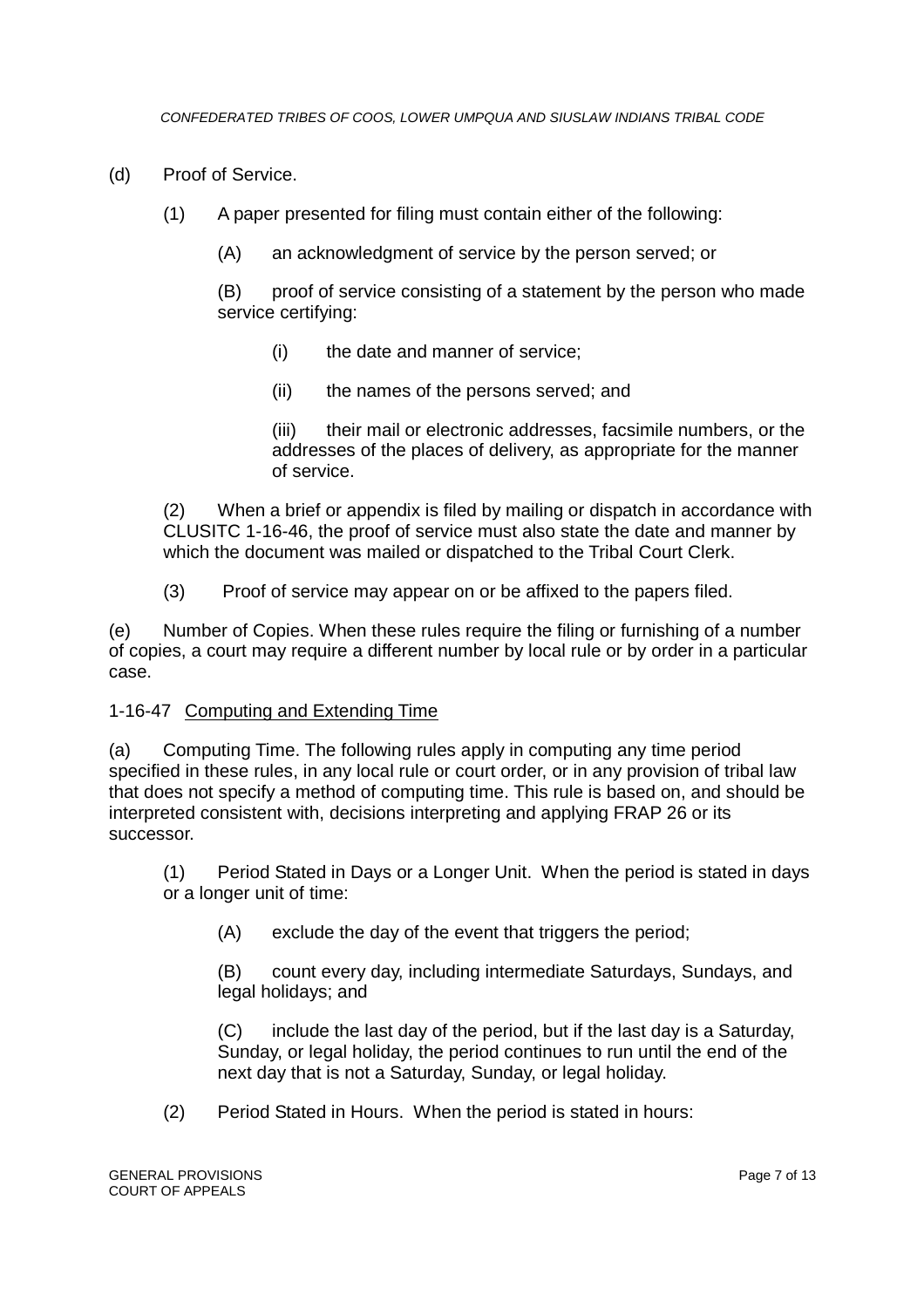(d) Proof of Service.

(1) A paper presented for filing must contain either of the following:

(A) an acknowledgment of service by the person served; or

(B) proof of service consisting of a statement by the person who made service certifying:

(i) the date and manner of service;

(ii) the names of the persons served; and

(iii) their mail or electronic addresses, facsimile numbers, or the addresses of the places of delivery, as appropriate for the manner of service.

(2) When a brief or appendix is filed by mailing or dispatch in accordance with CLUSITC 1-16-46, the proof of service must also state the date and manner by which the document was mailed or dispatched to the Tribal Court Clerk.

(3) Proof of service may appear on or be affixed to the papers filed.

(e) Number of Copies. When these rules require the filing or furnishing of a number of copies, a court may require a different number by local rule or by order in a particular case.

1-16-47 Computing and Extending Time

(a) Computing Time. The following rules apply in computing any time period specified in these rules, in any local rule or court order, or in any provision of tribal law that does not specify a method of computing time. This rule is based on, and should be interpreted consistent with, decisions interpreting and applying FRAP 26 or its successor.

(1) Period Stated in Days or a Longer Unit. When the period is stated in days or a longer unit of time:

(A) exclude the day of the event that triggers the period;

(B) count every day, including intermediate Saturdays, Sundays, and legal holidays; and

(C) include the last day of the period, but if the last day is a Saturday, Sunday, or legal holiday, the period continues to run until the end of the next day that is not a Saturday, Sunday, or legal holiday.

(2) Period Stated in Hours. When the period is stated in hours: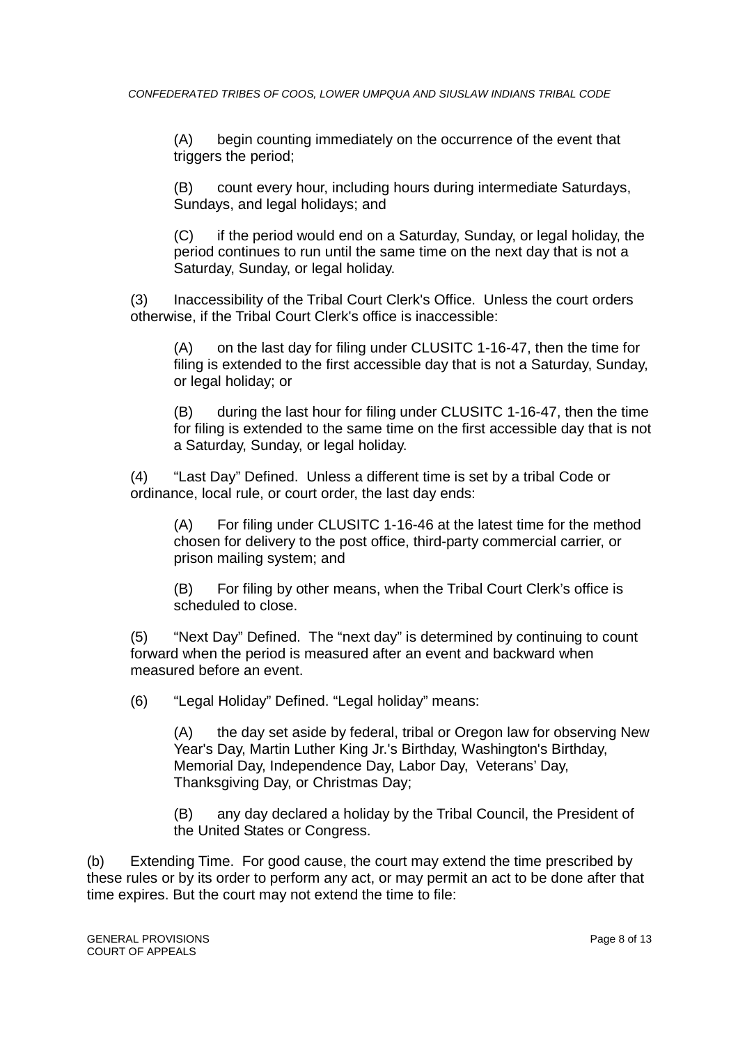(A) begin counting immediately on the occurrence of the event that triggers the period;

(B) count every hour, including hours during intermediate Saturdays, Sundays, and legal holidays; and

(C) if the period would end on a Saturday, Sunday, or legal holiday, the period continues to run until the same time on the next day that is not a Saturday, Sunday, or legal holiday.

(3) Inaccessibility of the Tribal Court Clerk's Office. Unless the court orders otherwise, if the Tribal Court Clerk's office is inaccessible:

(A) on the last day for filing under CLUSITC 1-16-47, then the time for filing is extended to the first accessible day that is not a Saturday, Sunday, or legal holiday; or

(B) during the last hour for filing under CLUSITC 1-16-47, then the time for filing is extended to the same time on the first accessible day that is not a Saturday, Sunday, or legal holiday.

(4) “Last Day” Defined. Unless a different time is set by a tribal Code or ordinance, local rule, or court order, the last day ends:

(A) For filing under CLUSITC 1-16-46 at the latest time for the method chosen for delivery to the post office, third-party commercial carrier, or prison mailing system; and

(B) For filing by other means, when the Tribal Court Clerk’s office is scheduled to close.

(5) “Next Day” Defined. The “next day” is determined by continuing to count forward when the period is measured after an event and backward when measured before an event.

(6) “Legal Holiday” Defined. “Legal holiday” means:

(A) the day set aside by federal, tribal or Oregon law for observing New Year's Day, Martin Luther King Jr.'s Birthday, Washington's Birthday, Memorial Day, Independence Day, Labor Day, Veterans’ Day, Thanksgiving Day, or Christmas Day;

(B) any day declared a holiday by the Tribal Council, the President of the United States or Congress.

(b) Extending Time. For good cause, the court may extend the time prescribed by these rules or by its order to perform any act, or may permit an act to be done after that time expires. But the court may not extend the time to file: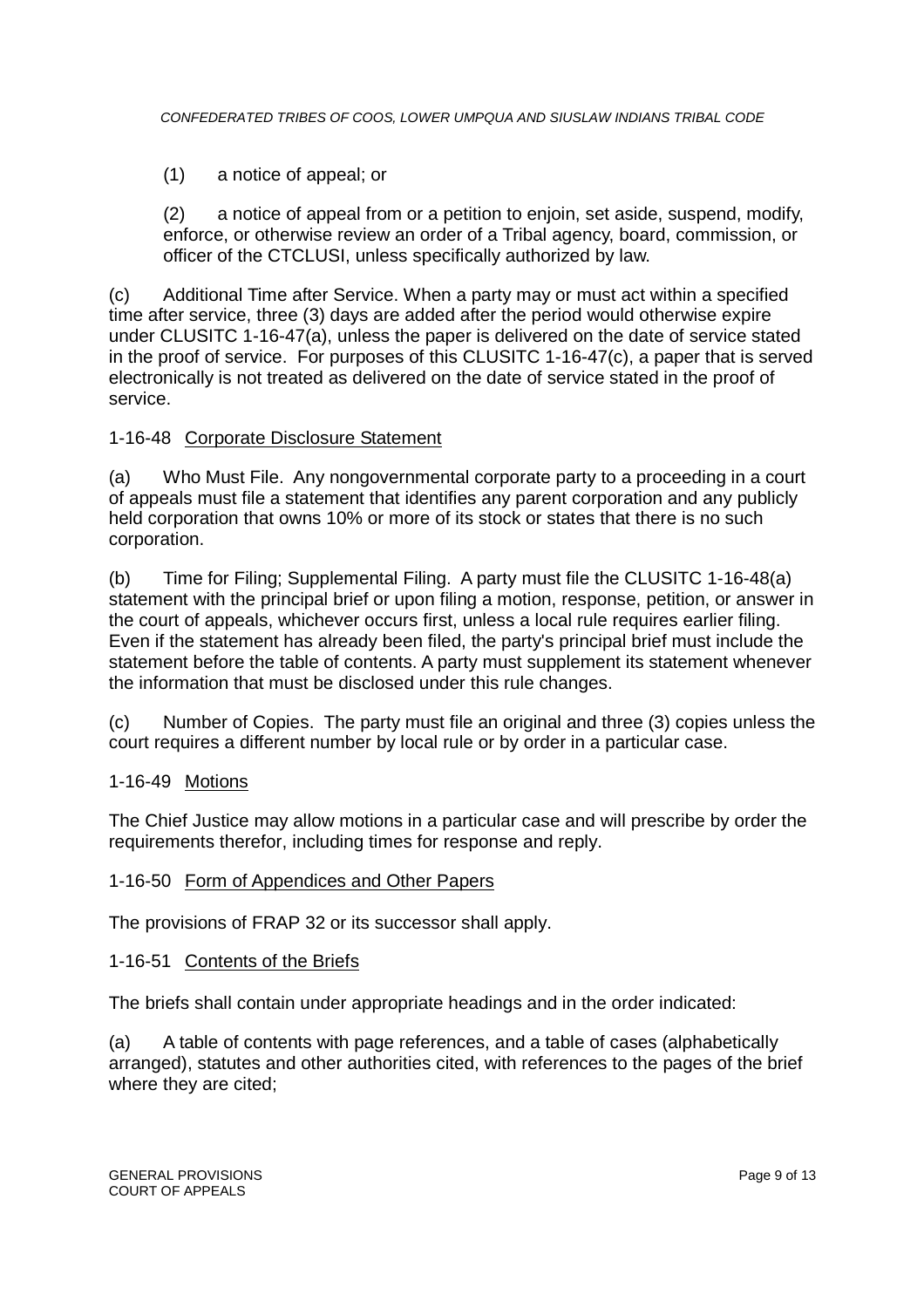(1) a notice of appeal; or

(2) a notice of appeal from or a petition to enjoin, set aside, suspend, modify, enforce, or otherwise review an order of a Tribal agency, board, commission, or officer of the CTCLUSI, unless specifically authorized by law.

(c) Additional Time after Service. When a party may or must act within a specified time after service, three (3) days are added after the period would otherwise expire under CLUSITC 1-16-47(a), unless the paper is delivered on the date of service stated in the proof of service. For purposes of this CLUSITC 1-16-47(c), a paper that is served electronically is not treated as delivered on the date of service stated in the proof of service.

1-16-48 Corporate Disclosure Statement

(a) Who Must File. Any nongovernmental corporate party to a proceeding in a court of appeals must file a statement that identifies any parent corporation and any publicly held corporation that owns 10% or more of its stock or states that there is no such corporation.

(b) Time for Filing; Supplemental Filing. A party must file the CLUSITC 1-16-48(a) statement with the principal brief or upon filing a motion, response, petition, or answer in the court of appeals, whichever occurs first, unless a local rule requires earlier filing. Even if the statement has already been filed, the party's principal brief must include the statement before the table of contents. A party must supplement its statement whenever the information that must be disclosed under this rule changes.

(c) Number of Copies. The party must file an original and three (3) copies unless the court requires a different number by local rule or by order in a particular case.

1-16-49 Motions

The Chief Justice may allow motions in a particular case and will prescribe by order the requirements therefor, including times for response and reply.

1-16-50 Form of Appendices and Other Papers

The provisions of FRAP 32 or its successor shall apply.

1-16-51 Contents of the Briefs

The briefs shall contain under appropriate headings and in the order indicated:

(a) A table of contents with page references, and a table of cases (alphabetically arranged), statutes and other authorities cited, with references to the pages of the brief where they are cited;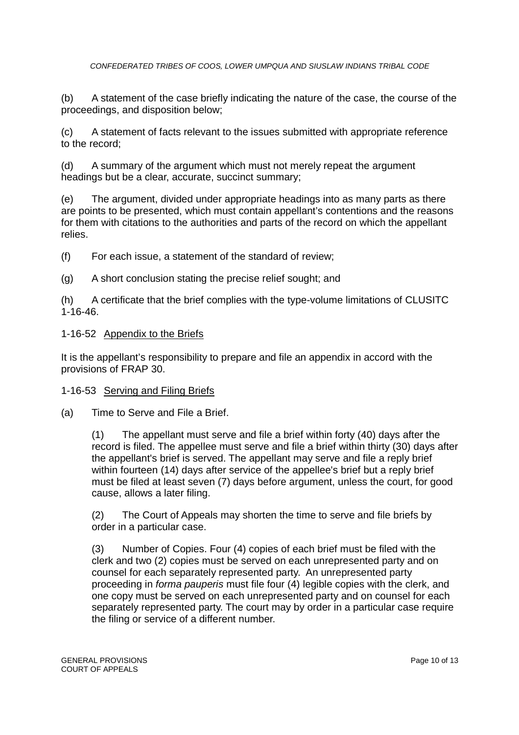(b) A statement of the case briefly indicating the nature of the case, the course of the proceedings, and disposition below;

(c) A statement of facts relevant to the issues submitted with appropriate reference to the record;

(d) A summary of the argument which must not merely repeat the argument headings but be a clear, accurate, succinct summary;

(e) The argument, divided under appropriate headings into as many parts as there are points to be presented, which must contain appellant's contentions and the reasons for them with citations to the authorities and parts of the record on which the appellant relies.

(f) For each issue, a statement of the standard of review;

(g) A short conclusion stating the precise relief sought; and

(h) A certificate that the brief complies with the type-volume limitations of CLUSITC 1-16-46.

1-16-52 <u>Appendix to the Briefs</u>

It is the appellant's responsibility to prepare and file an appendix in accord with the provisions of FRAP 30.

1-16-53 <u>Serving and Filing Briefs</u>

(a) Time to Serve and File a Brief.

> (1) The appellant must serve and file a brief within forty (40) days after the record is filed. The appellee must serve and file a brief within thirty (30) days after the appellant's brief is served. The appellant may serve and file a reply brief within fourteen (14) days after service of the appellee's brief but a reply brief must be filed at least seven (7) days before argument, unless the court, for good cause, allows a later filing.
>
> (2) The Court of Appeals may shorten the time to serve and file briefs by order in a particular case.
>
> (3) Number of Copies. Four (4) copies of each brief must be filed with the clerk and two (2) copies must be served on each unrepresented party and on counsel for each separately represented party. An unrepresented party proceeding in *forma pauperis* must file four (4) legible copies with the clerk, and one copy must be served on each unrepresented party and on counsel for each separately represented party. The court may by order in a particular case require the filing or service of a different number.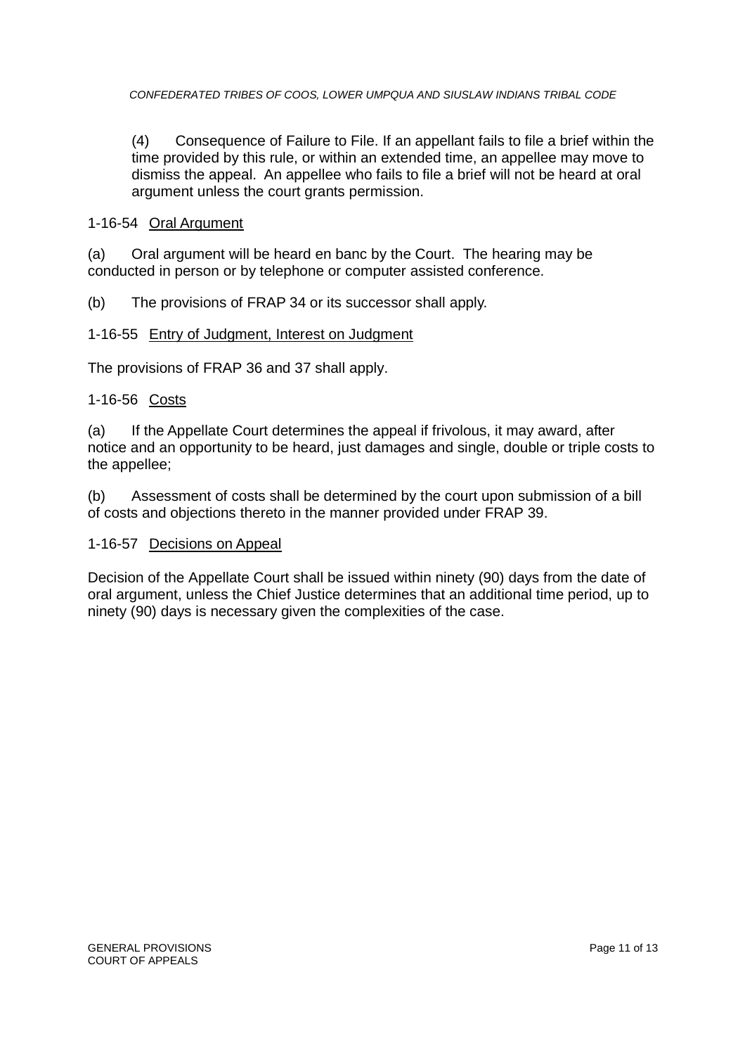(4) Consequence of Failure to File. If an appellant fails to file a brief within the time provided by this rule, or within an extended time, an appellee may move to dismiss the appeal. An appellee who fails to file a brief will not be heard at oral argument unless the court grants permission.

### 1-16-54 <u>Oral Argument</u>

(a) Oral argument will be heard en banc by the Court. The hearing may be conducted in person or by telephone or computer assisted conference.

(b) The provisions of FRAP 34 or its successor shall apply.

### 1-16-55 <u>Entry of Judgment, Interest on Judgment</u>

The provisions of FRAP 36 and 37 shall apply.

### 1-16-56 <u>Costs</u>

(a) If the Appellate Court determines the appeal if frivolous, it may award, after notice and an opportunity to be heard, just damages and single, double or triple costs to the appellee;

(b) Assessment of costs shall be determined by the court upon submission of a bill of costs and objections thereto in the manner provided under FRAP 39.

### 1-16-57 <u>Decisions on Appeal</u>

Decision of the Appellate Court shall be issued within ninety (90) days from the date of oral argument, unless the Chief Justice determines that an additional time period, up to ninety (90) days is necessary given the complexities of the case.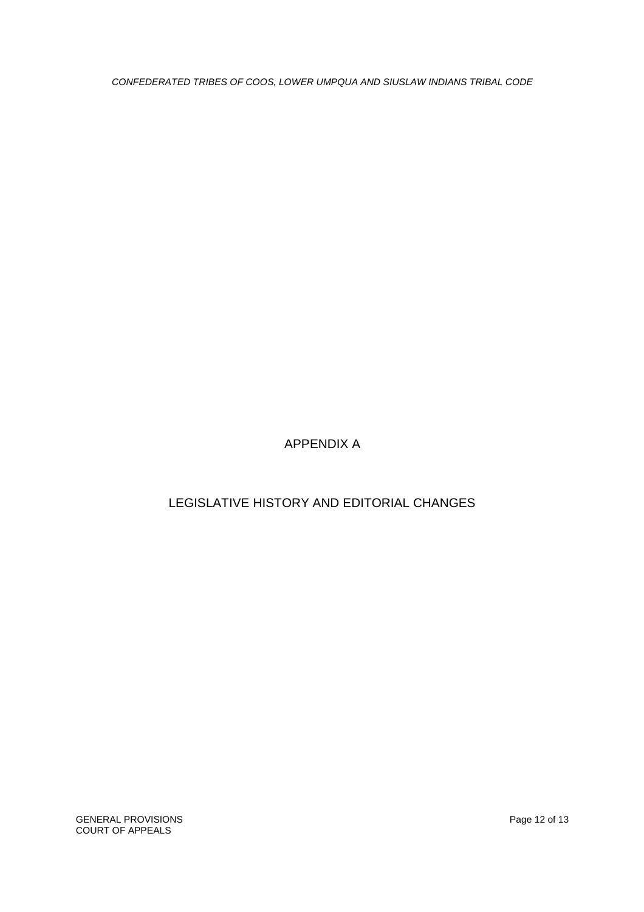# APPENDIX A

# LEGISLATIVE HISTORY AND EDITORIAL CHANGES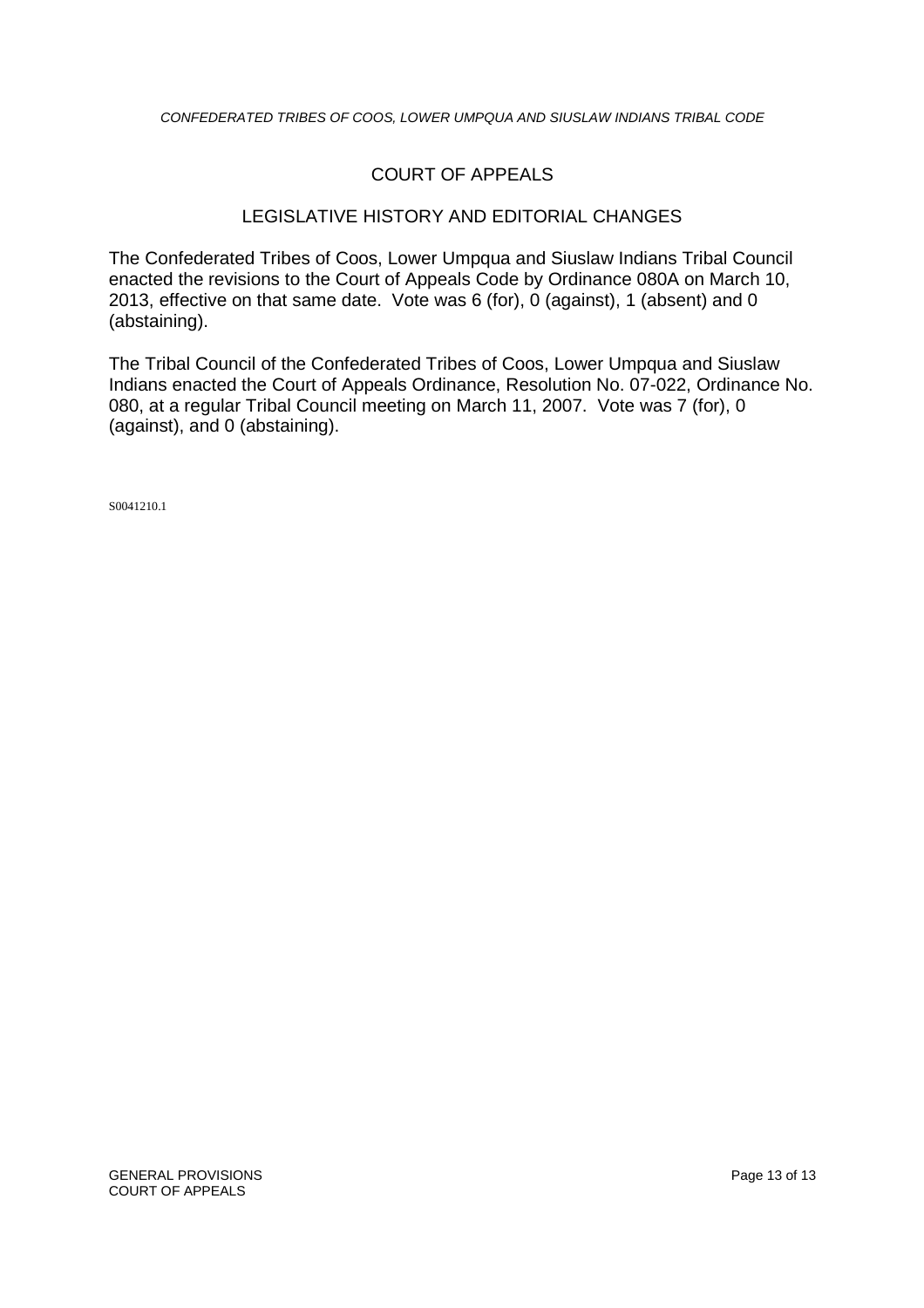## COURT OF APPEALS

## LEGISLATIVE HISTORY AND EDITORIAL CHANGES

The Confederated Tribes of Coos, Lower Umpqua and Siuslaw Indians Tribal Council enacted the revisions to the Court of Appeals Code by Ordinance 080A on March 10, 2013, effective on that same date. Vote was 6 (for), 0 (against), 1 (absent) and 0 (abstaining).

The Tribal Council of the Confederated Tribes of Coos, Lower Umpqua and Siuslaw Indians enacted the Court of Appeals Ordinance, Resolution No. 07-022, Ordinance No. 080, at a regular Tribal Council meeting on March 11, 2007. Vote was 7 (for), 0 (against), and 0 (abstaining).

S0041210.1